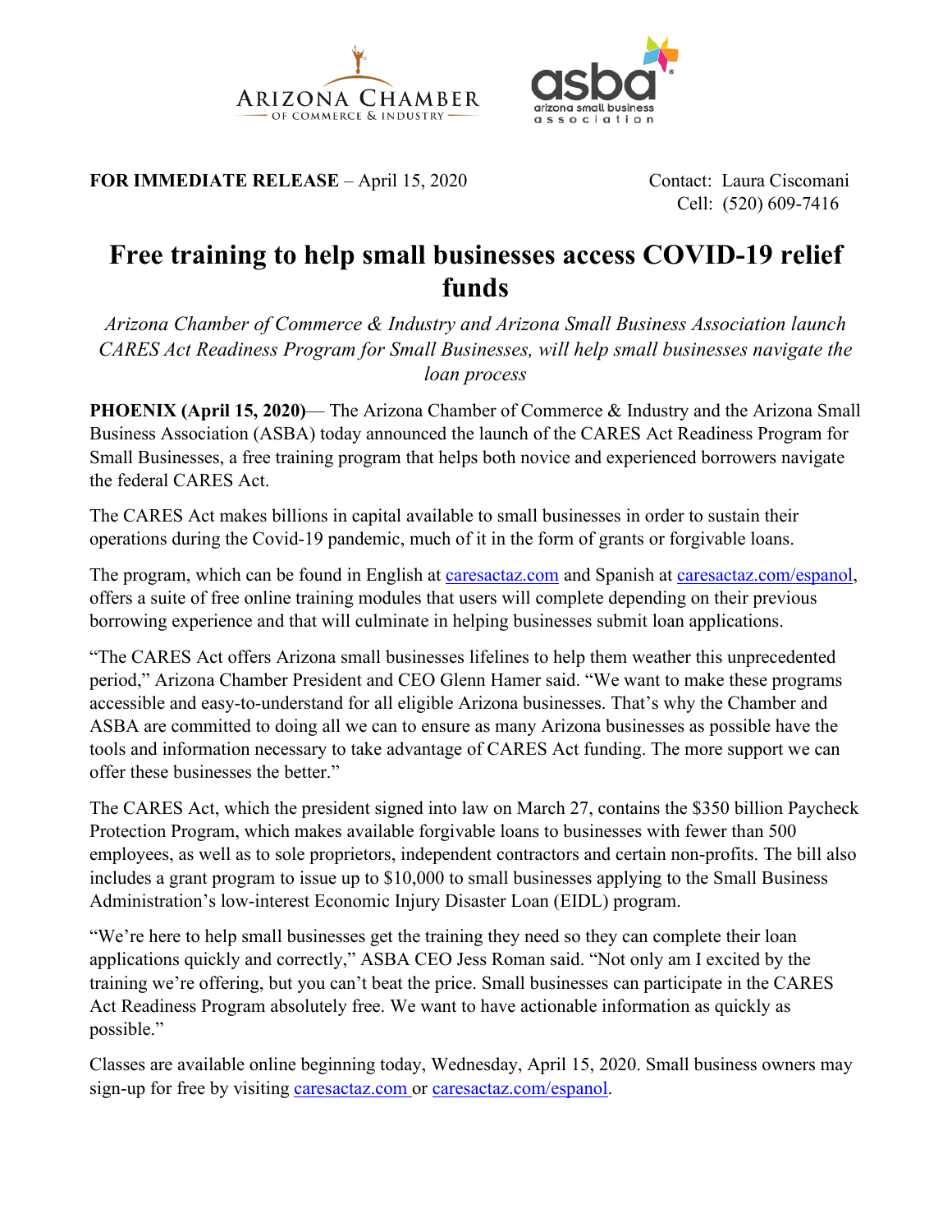ARIZONA CHAMBER OF COMMERCE & INDUSTRY

asba arizona small business association

**FOR IMMEDIATE RELEASE** – April 15, 2020

Contact: Laura Ciscomani
Cell: (520) 609-7416

# Free training to help small businesses access COVID-19 relief funds

*Arizona Chamber of Commerce & Industry and Arizona Small Business Association launch CARES Act Readiness Program for Small Businesses, will help small businesses navigate the loan process*

**PHOENIX (April 15, 2020)**— The Arizona Chamber of Commerce & Industry and the Arizona Small Business Association (ASBA) today announced the launch of the CARES Act Readiness Program for Small Businesses, a free training program that helps both novice and experienced borrowers navigate the federal CARES Act.

The CARES Act makes billions in capital available to small businesses in order to sustain their operations during the Covid-19 pandemic, much of it in the form of grants or forgivable loans.

The program, which can be found in English at caresactaz.com and Spanish at caresactaz.com/espanol, offers a suite of free online training modules that users will complete depending on their previous borrowing experience and that will culminate in helping businesses submit loan applications.

"The CARES Act offers Arizona small businesses lifelines to help them weather this unprecedented period," Arizona Chamber President and CEO Glenn Hamer said. "We want to make these programs accessible and easy-to-understand for all eligible Arizona businesses. That's why the Chamber and ASBA are committed to doing all we can to ensure as many Arizona businesses as possible have the tools and information necessary to take advantage of CARES Act funding. The more support we can offer these businesses the better."

The CARES Act, which the president signed into law on March 27, contains the $350 billion Paycheck Protection Program, which makes available forgivable loans to businesses with fewer than 500 employees, as well as to sole proprietors, independent contractors and certain non-profits. The bill also includes a grant program to issue up to $10,000 to small businesses applying to the Small Business Administration's low-interest Economic Injury Disaster Loan (EIDL) program.

"We're here to help small businesses get the training they need so they can complete their loan applications quickly and correctly," ASBA CEO Jess Roman said. "Not only am I excited by the training we're offering, but you can't beat the price. Small businesses can participate in the CARES Act Readiness Program absolutely free. We want to have actionable information as quickly as possible."

Classes are available online beginning today, Wednesday, April 15, 2020. Small business owners may sign-up for free by visiting caresactaz.com or caresactaz.com/espanol.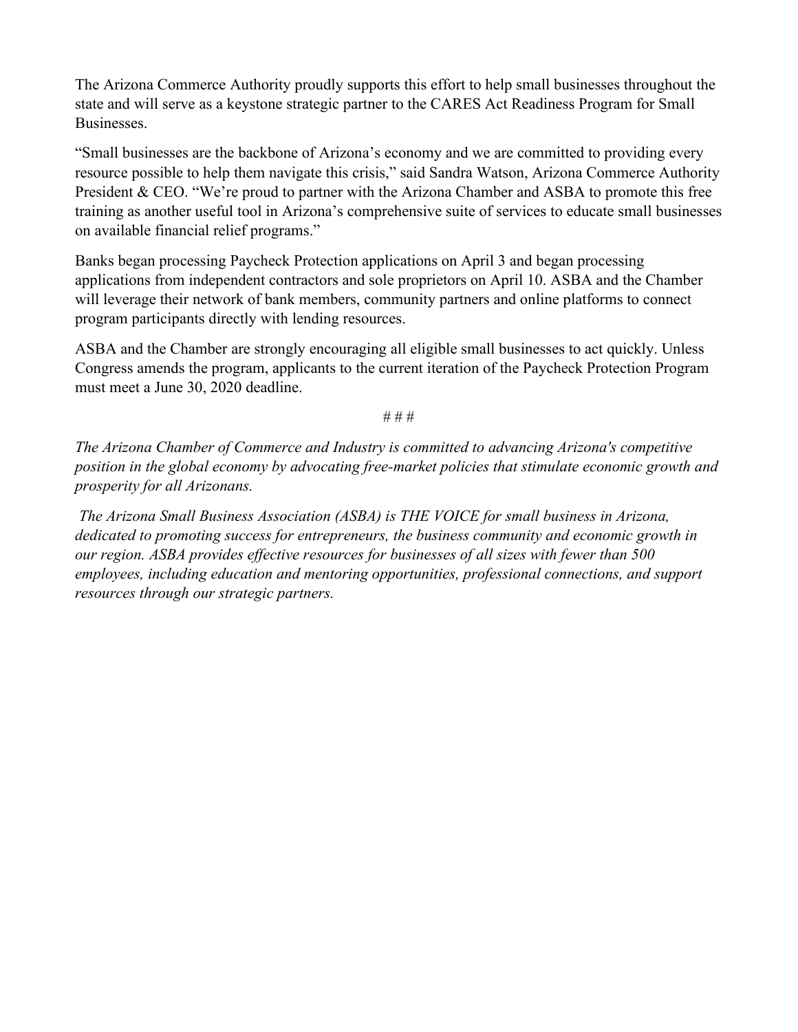The Arizona Commerce Authority proudly supports this effort to help small businesses throughout the state and will serve as a keystone strategic partner to the CARES Act Readiness Program for Small Businesses.

"Small businesses are the backbone of Arizona's economy and we are committed to providing every resource possible to help them navigate this crisis," said Sandra Watson, Arizona Commerce Authority President & CEO. "We're proud to partner with the Arizona Chamber and ASBA to promote this free training as another useful tool in Arizona's comprehensive suite of services to educate small businesses on available financial relief programs."

Banks began processing Paycheck Protection applications on April 3 and began processing applications from independent contractors and sole proprietors on April 10. ASBA and the Chamber will leverage their network of bank members, community partners and online platforms to connect program participants directly with lending resources.

ASBA and the Chamber are strongly encouraging all eligible small businesses to act quickly. Unless Congress amends the program, applicants to the current iteration of the Paycheck Protection Program must meet a June 30, 2020 deadline.

# # #

*The Arizona Chamber of Commerce and Industry is committed to advancing Arizona's competitive position in the global economy by advocating free-market policies that stimulate economic growth and prosperity for all Arizonans.*

*The Arizona Small Business Association (ASBA) is THE VOICE for small business in Arizona, dedicated to promoting success for entrepreneurs, the business community and economic growth in our region. ASBA provides effective resources for businesses of all sizes with fewer than 500 employees, including education and mentoring opportunities, professional connections, and support resources through our strategic partners.*